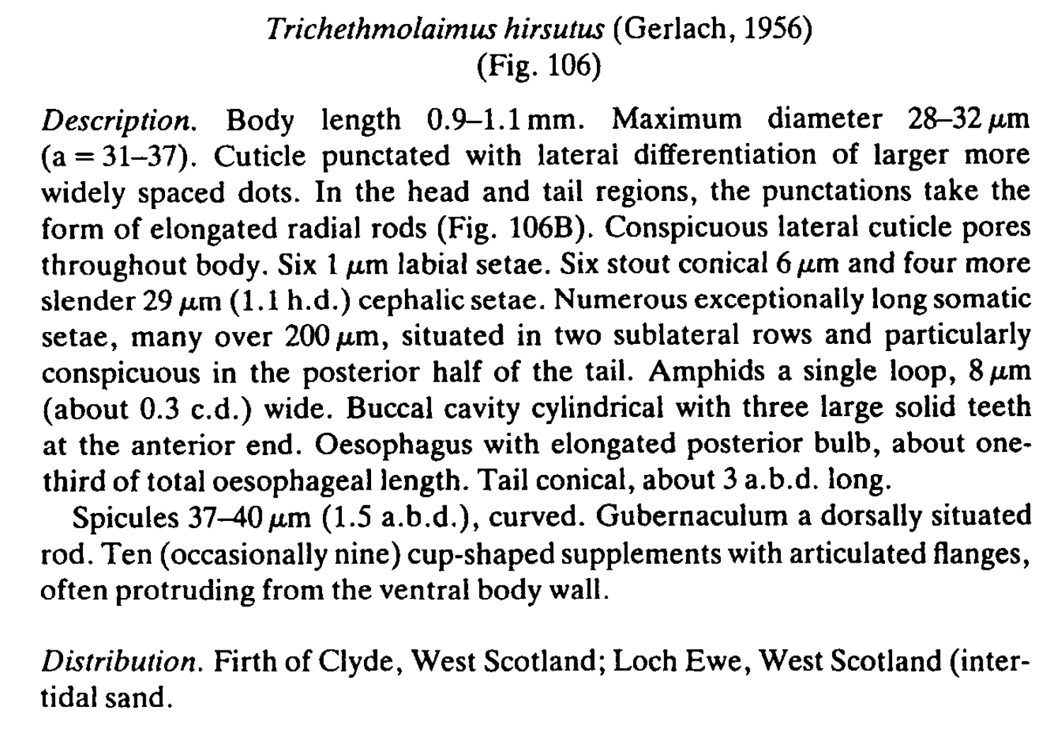# *Trichethmolaimus hirsutus* (Gerlach, 1956)
(Fig. 106)

*Description.* Body length 0.9–1.1 mm. Maximum diameter 28–32 μm (a = 31–37). Cuticle punctated with lateral differentiation of larger more widely spaced dots. In the head and tail regions, the punctations take the form of elongated radial rods (Fig. 106B). Conspicuous lateral cuticle pores throughout body. Six 1 μm labial setae. Six stout conical 6 μm and four more slender 29 μm (1.1 h.d.) cephalic setae. Numerous exceptionally long somatic setae, many over 200 μm, situated in two sublateral rows and particularly conspicuous in the posterior half of the tail. Amphids a single loop, 8 μm (about 0.3 c.d.) wide. Buccal cavity cylindrical with three large solid teeth at the anterior end. Oesophagus with elongated posterior bulb, about one-third of total oesophageal length. Tail conical, about 3 a.b.d. long.

Spicules 37–40 μm (1.5 a.b.d.), curved. Gubernaculum a dorsally situated rod. Ten (occasionally nine) cup-shaped supplements with articulated flanges, often protruding from the ventral body wall.

*Distribution.* Firth of Clyde, West Scotland; Loch Ewe, West Scotland (intertidal sand.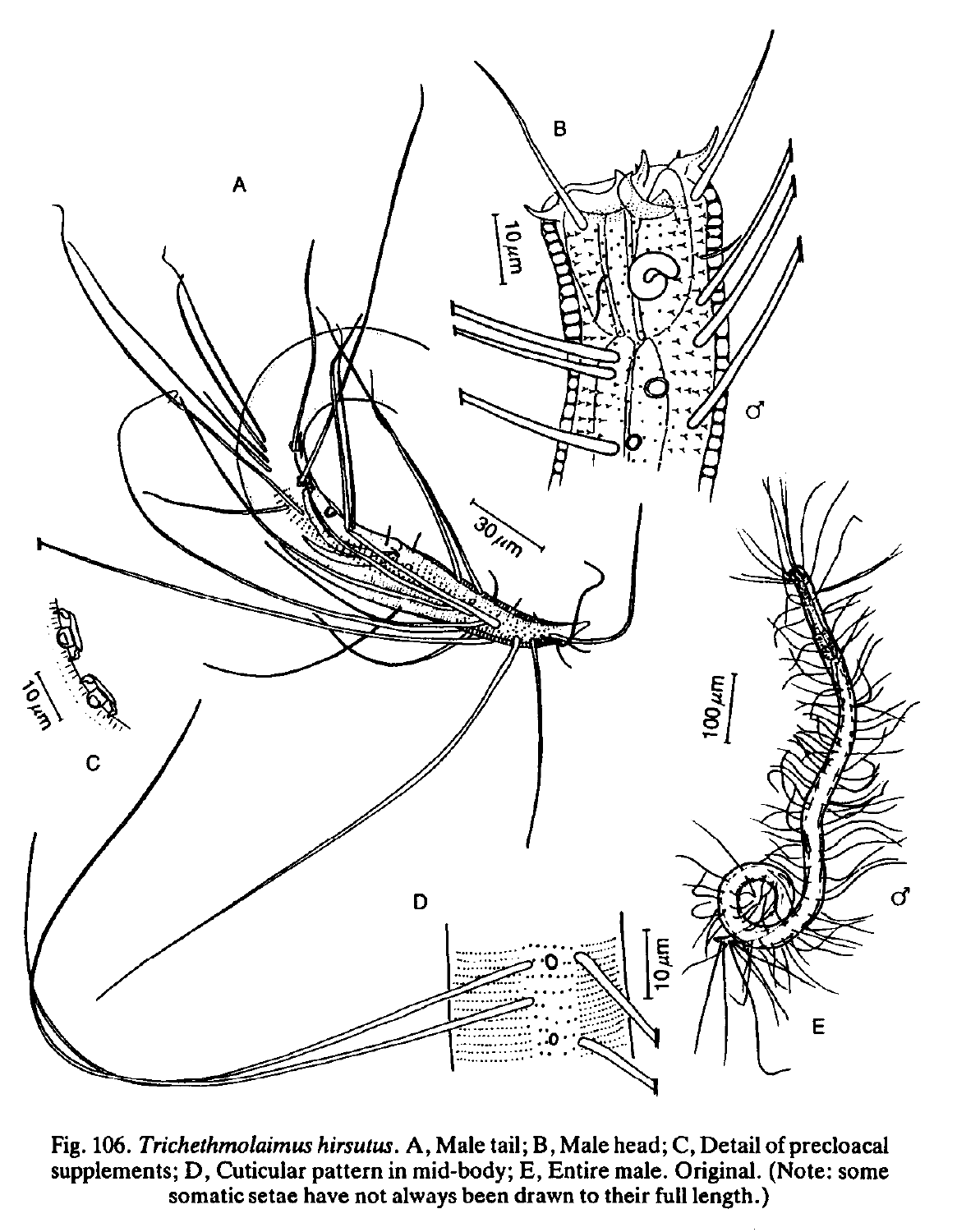A

B

10 µm

30 µm

10 µm

C

D

10 µm

100 µm

E

♂

♂

Fig. 106. *Trichethmolaimus hirsutus*. A, Male tail; B, Male head; C, Detail of precloacal supplements; D, Cuticular pattern in mid-body; E, Entire male. Original. (Note: some somatic setae have not always been drawn to their full length.)